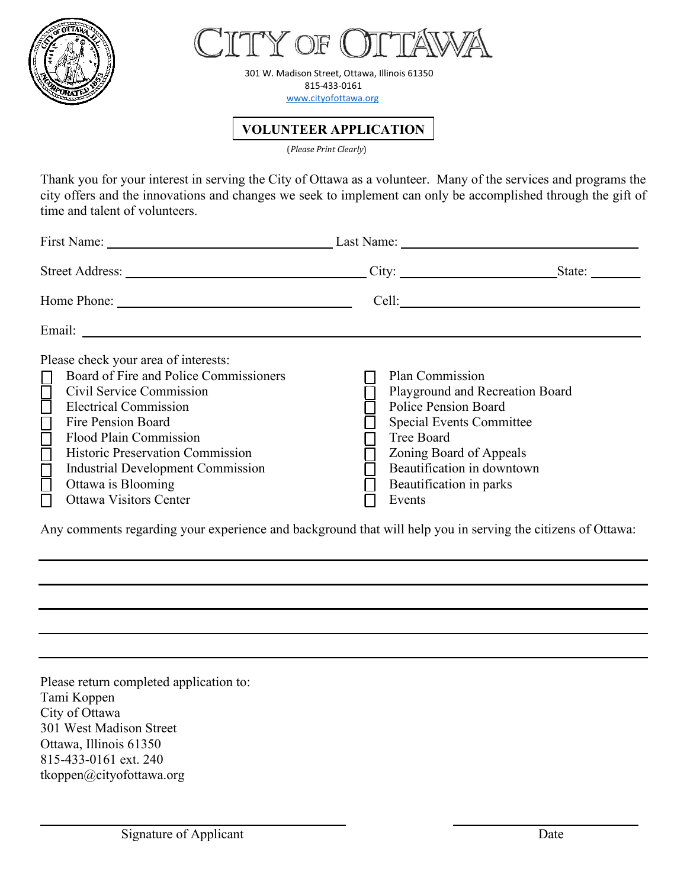# CITY OF OTTAWA

301 W. Madison Street, Ottawa, Illinois 61350
815-433-0161
www.cityofottawa.org

## VOLUNTEER APPLICATION

(*Please Print Clearly*)

Thank you for your interest in serving the City of Ottawa as a volunteer. Many of the services and programs the city offers and the innovations and changes we seek to implement can only be accomplished through the gift of time and talent of volunteers.

First Name: ______________________________ Last Name: ______________________________

Street Address: ______________________________ City: ____________________ State: ________

Home Phone: ______________________________ Cell: ______________________________

Email: ____________________________________________________________

Please check your area of interests:

- ☐ Board of Fire and Police Commissioners
- ☐ Civil Service Commission
- ☐ Electrical Commission
- ☐ Fire Pension Board
- ☐ Flood Plain Commission
- ☐ Historic Preservation Commission
- ☐ Industrial Development Commission
- ☐ Ottawa is Blooming
- ☐ Ottawa Visitors Center
- ☐ Plan Commission
- ☐ Playground and Recreation Board
- ☐ Police Pension Board
- ☐ Special Events Committee
- ☐ Tree Board
- ☐ Zoning Board of Appeals
- ☐ Beautification in downtown
- ☐ Beautification in parks
- ☐ Events

Any comments regarding your experience and background that will help you in serving the citizens of Ottawa:

____________________________________________________________

____________________________________________________________

____________________________________________________________

____________________________________________________________

____________________________________________________________

Please return completed application to:
Tami Koppen
City of Ottawa
301 West Madison Street
Ottawa, Illinois 61350
815-433-0161 ext. 240
tkoppen@cityofottawa.org

______________________________ ____________________
Signature of Applicant Date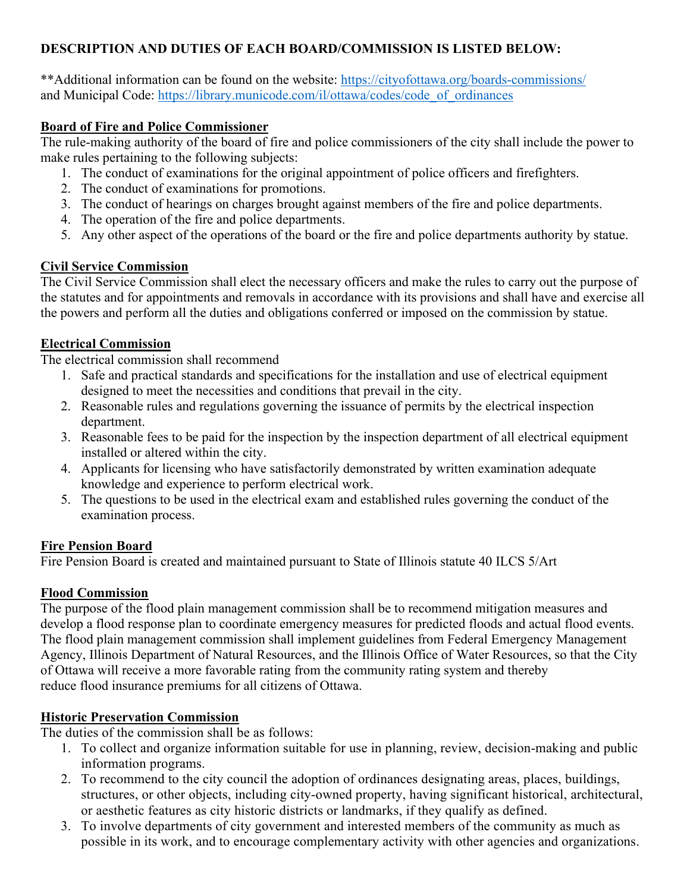**DESCRIPTION AND DUTIES OF EACH BOARD/COMMISSION IS LISTED BELOW:**

**Additional information can be found on the website: https://cityofottawa.org/boards-commissions/ and Municipal Code: https://library.municode.com/il/ottawa/codes/code_of_ordinances

**Board of Fire and Police Commissioner**

The rule-making authority of the board of fire and police commissioners of the city shall include the power to make rules pertaining to the following subjects:

1. The conduct of examinations for the original appointment of police officers and firefighters.
2. The conduct of examinations for promotions.
3. The conduct of hearings on charges brought against members of the fire and police departments.
4. The operation of the fire and police departments.
5. Any other aspect of the operations of the board or the fire and police departments authority by statue.

**Civil Service Commission**

The Civil Service Commission shall elect the necessary officers and make the rules to carry out the purpose of the statutes and for appointments and removals in accordance with its provisions and shall have and exercise all the powers and perform all the duties and obligations conferred or imposed on the commission by statue.

**Electrical Commission**

The electrical commission shall recommend

1. Safe and practical standards and specifications for the installation and use of electrical equipment designed to meet the necessities and conditions that prevail in the city.
2. Reasonable rules and regulations governing the issuance of permits by the electrical inspection department.
3. Reasonable fees to be paid for the inspection by the inspection department of all electrical equipment installed or altered within the city.
4. Applicants for licensing who have satisfactorily demonstrated by written examination adequate knowledge and experience to perform electrical work.
5. The questions to be used in the electrical exam and established rules governing the conduct of the examination process.

**Fire Pension Board**

Fire Pension Board is created and maintained pursuant to State of Illinois statute 40 ILCS 5/Art

**Flood Commission**

The purpose of the flood plain management commission shall be to recommend mitigation measures and develop a flood response plan to coordinate emergency measures for predicted floods and actual flood events. The flood plain management commission shall implement guidelines from Federal Emergency Management Agency, Illinois Department of Natural Resources, and the Illinois Office of Water Resources, so that the City of Ottawa will receive a more favorable rating from the community rating system and thereby reduce flood insurance premiums for all citizens of Ottawa.

**Historic Preservation Commission**

The duties of the commission shall be as follows:

1. To collect and organize information suitable for use in planning, review, decision-making and public information programs.
2. To recommend to the city council the adoption of ordinances designating areas, places, buildings, structures, or other objects, including city-owned property, having significant historical, architectural, or aesthetic features as city historic districts or landmarks, if they qualify as defined.
3. To involve departments of city government and interested members of the community as much as possible in its work, and to encourage complementary activity with other agencies and organizations.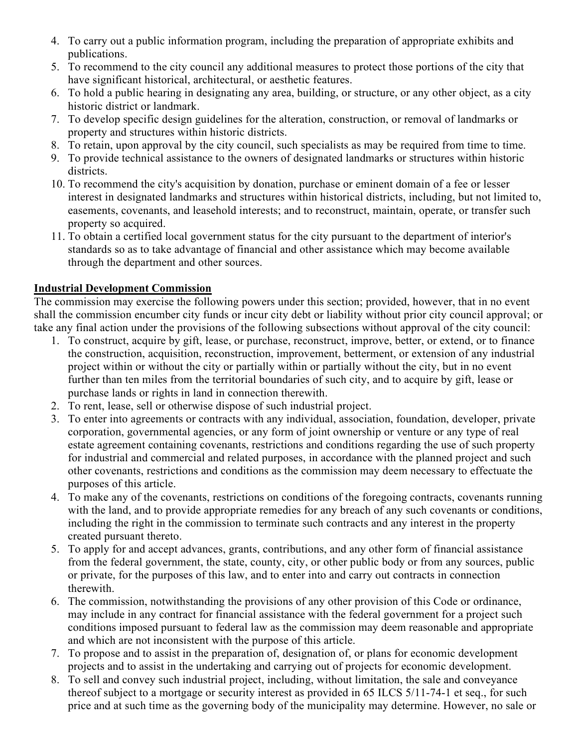4. To carry out a public information program, including the preparation of appropriate exhibits and publications.
5. To recommend to the city council any additional measures to protect those portions of the city that have significant historical, architectural, or aesthetic features.
6. To hold a public hearing in designating any area, building, or structure, or any other object, as a city historic district or landmark.
7. To develop specific design guidelines for the alteration, construction, or removal of landmarks or property and structures within historic districts.
8. To retain, upon approval by the city council, such specialists as may be required from time to time.
9. To provide technical assistance to the owners of designated landmarks or structures within historic districts.
10. To recommend the city's acquisition by donation, purchase or eminent domain of a fee or lesser interest in designated landmarks and structures within historical districts, including, but not limited to, easements, covenants, and leasehold interests; and to reconstruct, maintain, operate, or transfer such property so acquired.
11. To obtain a certified local government status for the city pursuant to the department of interior's standards so as to take advantage of financial and other assistance which may become available through the department and other sources.

**Industrial Development Commission**

The commission may exercise the following powers under this section; provided, however, that in no event shall the commission encumber city funds or incur city debt or liability without prior city council approval; or take any final action under the provisions of the following subsections without approval of the city council:

1. To construct, acquire by gift, lease, or purchase, reconstruct, improve, better, or extend, or to finance the construction, acquisition, reconstruction, improvement, betterment, or extension of any industrial project within or without the city or partially within or partially without the city, but in no event further than ten miles from the territorial boundaries of such city, and to acquire by gift, lease or purchase lands or rights in land in connection therewith.
2. To rent, lease, sell or otherwise dispose of such industrial project.
3. To enter into agreements or contracts with any individual, association, foundation, developer, private corporation, governmental agencies, or any form of joint ownership or venture or any type of real estate agreement containing covenants, restrictions and conditions regarding the use of such property for industrial and commercial and related purposes, in accordance with the planned project and such other covenants, restrictions and conditions as the commission may deem necessary to effectuate the purposes of this article.
4. To make any of the covenants, restrictions on conditions of the foregoing contracts, covenants running with the land, and to provide appropriate remedies for any breach of any such covenants or conditions, including the right in the commission to terminate such contracts and any interest in the property created pursuant thereto.
5. To apply for and accept advances, grants, contributions, and any other form of financial assistance from the federal government, the state, county, city, or other public body or from any sources, public or private, for the purposes of this law, and to enter into and carry out contracts in connection therewith.
6. The commission, notwithstanding the provisions of any other provision of this Code or ordinance, may include in any contract for financial assistance with the federal government for a project such conditions imposed pursuant to federal law as the commission may deem reasonable and appropriate and which are not inconsistent with the purpose of this article.
7. To propose and to assist in the preparation of, designation of, or plans for economic development projects and to assist in the undertaking and carrying out of projects for economic development.
8. To sell and convey such industrial project, including, without limitation, the sale and conveyance thereof subject to a mortgage or security interest as provided in 65 ILCS 5/11-74-1 et seq., for such price and at such time as the governing body of the municipality may determine. However, no sale or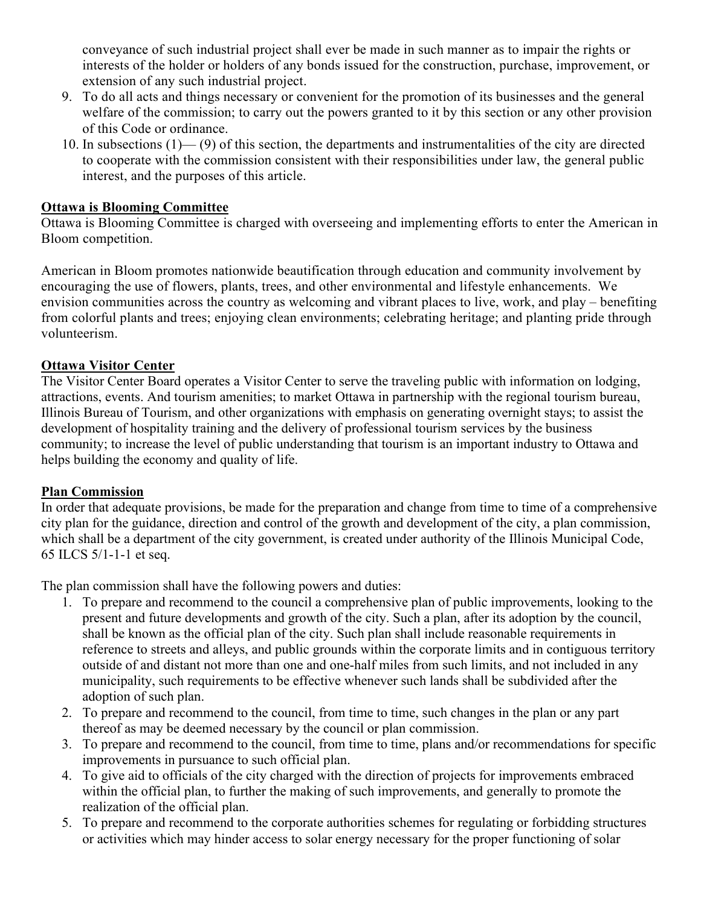conveyance of such industrial project shall ever be made in such manner as to impair the rights or interests of the holder or holders of any bonds issued for the construction, purchase, improvement, or extension of any such industrial project.

9. To do all acts and things necessary or convenient for the promotion of its businesses and the general welfare of the commission; to carry out the powers granted to it by this section or any other provision of this Code or ordinance.
10. In subsections (1)— (9) of this section, the departments and instrumentalities of the city are directed to cooperate with the commission consistent with their responsibilities under law, the general public interest, and the purposes of this article.

**Ottawa is Blooming Committee**

Ottawa is Blooming Committee is charged with overseeing and implementing efforts to enter the American in Bloom competition.

American in Bloom promotes nationwide beautification through education and community involvement by encouraging the use of flowers, plants, trees, and other environmental and lifestyle enhancements. We envision communities across the country as welcoming and vibrant places to live, work, and play – benefiting from colorful plants and trees; enjoying clean environments; celebrating heritage; and planting pride through volunteerism.

**Ottawa Visitor Center**

The Visitor Center Board operates a Visitor Center to serve the traveling public with information on lodging, attractions, events. And tourism amenities; to market Ottawa in partnership with the regional tourism bureau, Illinois Bureau of Tourism, and other organizations with emphasis on generating overnight stays; to assist the development of hospitality training and the delivery of professional tourism services by the business community; to increase the level of public understanding that tourism is an important industry to Ottawa and helps building the economy and quality of life.

**Plan Commission**

In order that adequate provisions, be made for the preparation and change from time to time of a comprehensive city plan for the guidance, direction and control of the growth and development of the city, a plan commission, which shall be a department of the city government, is created under authority of the Illinois Municipal Code, 65 ILCS 5/1-1-1 et seq.

The plan commission shall have the following powers and duties:

1. To prepare and recommend to the council a comprehensive plan of public improvements, looking to the present and future developments and growth of the city. Such a plan, after its adoption by the council, shall be known as the official plan of the city. Such plan shall include reasonable requirements in reference to streets and alleys, and public grounds within the corporate limits and in contiguous territory outside of and distant not more than one and one-half miles from such limits, and not included in any municipality, such requirements to be effective whenever such lands shall be subdivided after the adoption of such plan.
2. To prepare and recommend to the council, from time to time, such changes in the plan or any part thereof as may be deemed necessary by the council or plan commission.
3. To prepare and recommend to the council, from time to time, plans and/or recommendations for specific improvements in pursuance to such official plan.
4. To give aid to officials of the city charged with the direction of projects for improvements embraced within the official plan, to further the making of such improvements, and generally to promote the realization of the official plan.
5. To prepare and recommend to the corporate authorities schemes for regulating or forbidding structures or activities which may hinder access to solar energy necessary for the proper functioning of solar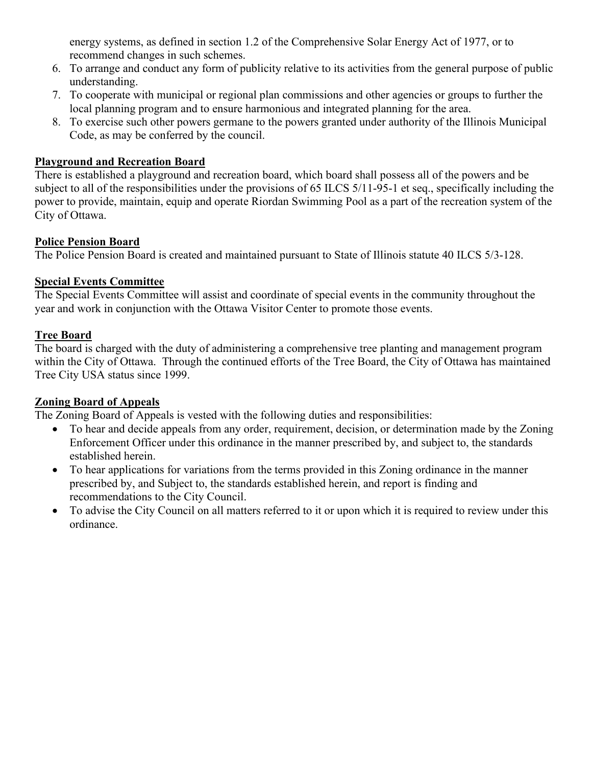energy systems, as defined in section 1.2 of the Comprehensive Solar Energy Act of 1977, or to recommend changes in such schemes.

6. To arrange and conduct any form of publicity relative to its activities from the general purpose of public understanding.
7. To cooperate with municipal or regional plan commissions and other agencies or groups to further the local planning program and to ensure harmonious and integrated planning for the area.
8. To exercise such other powers germane to the powers granted under authority of the Illinois Municipal Code, as may be conferred by the council.

**Playground and Recreation Board**

There is established a playground and recreation board, which board shall possess all of the powers and be subject to all of the responsibilities under the provisions of 65 ILCS 5/11-95-1 et seq., specifically including the power to provide, maintain, equip and operate Riordan Swimming Pool as a part of the recreation system of the City of Ottawa.

**Police Pension Board**

The Police Pension Board is created and maintained pursuant to State of Illinois statute 40 ILCS 5/3-128.

**Special Events Committee**

The Special Events Committee will assist and coordinate of special events in the community throughout the year and work in conjunction with the Ottawa Visitor Center to promote those events.

**Tree Board**

The board is charged with the duty of administering a comprehensive tree planting and management program within the City of Ottawa. Through the continued efforts of the Tree Board, the City of Ottawa has maintained Tree City USA status since 1999.

**Zoning Board of Appeals**

The Zoning Board of Appeals is vested with the following duties and responsibilities:

- To hear and decide appeals from any order, requirement, decision, or determination made by the Zoning Enforcement Officer under this ordinance in the manner prescribed by, and subject to, the standards established herein.
- To hear applications for variations from the terms provided in this Zoning ordinance in the manner prescribed by, and Subject to, the standards established herein, and report is finding and recommendations to the City Council.
- To advise the City Council on all matters referred to it or upon which it is required to review under this ordinance.